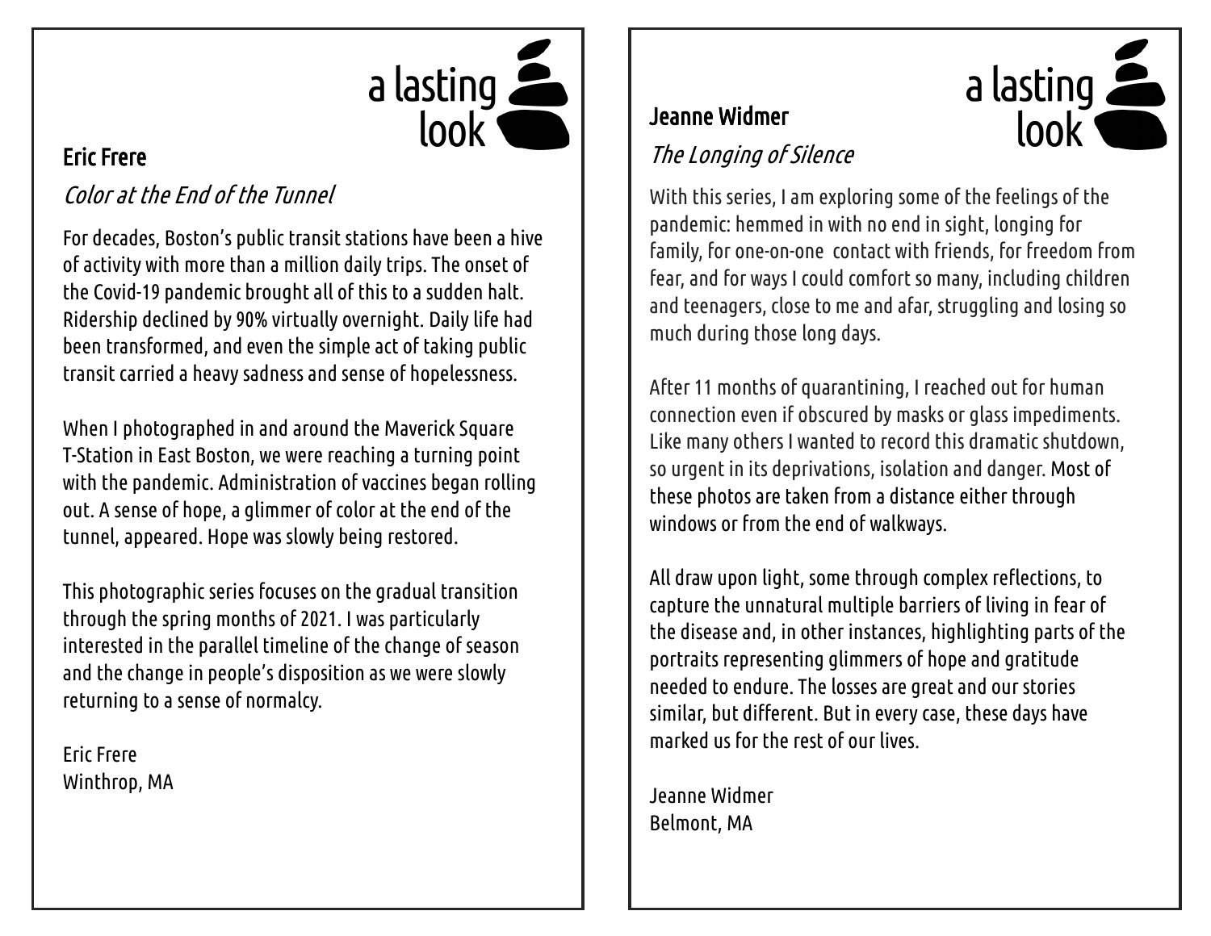a lasting look

## Eric Frere

*Color at the End of the Tunnel*

For decades, Boston's public transit stations have been a hive of activity with more than a million daily trips. The onset of the Covid-19 pandemic brought all of this to a sudden halt. Ridership declined by 90% virtually overnight. Daily life had been transformed, and even the simple act of taking public transit carried a heavy sadness and sense of hopelessness.

When I photographed in and around the Maverick Square T-Station in East Boston, we were reaching a turning point with the pandemic. Administration of vaccines began rolling out. A sense of hope, a glimmer of color at the end of the tunnel, appeared. Hope was slowly being restored.

This photographic series focuses on the gradual transition through the spring months of 2021. I was particularly interested in the parallel timeline of the change of season and the change in people's disposition as we were slowly returning to a sense of normalcy.

Eric Frere
Winthrop, MA

a lasting look

## Jeanne Widmer

*The Longing of Silence*

With this series, I am exploring some of the feelings of the pandemic: hemmed in with no end in sight, longing for family, for one-on-one contact with friends, for freedom from fear, and for ways I could comfort so many, including children and teenagers, close to me and afar, struggling and losing so much during those long days.

After 11 months of quarantining, I reached out for human connection even if obscured by masks or glass impediments. Like many others I wanted to record this dramatic shutdown, so urgent in its deprivations, isolation and danger. Most of these photos are taken from a distance either through windows or from the end of walkways.

All draw upon light, some through complex reflections, to capture the unnatural multiple barriers of living in fear of the disease and, in other instances, highlighting parts of the portraits representing glimmers of hope and gratitude needed to endure. The losses are great and our stories similar, but different. But in every case, these days have marked us for the rest of our lives.

Jeanne Widmer
Belmont, MA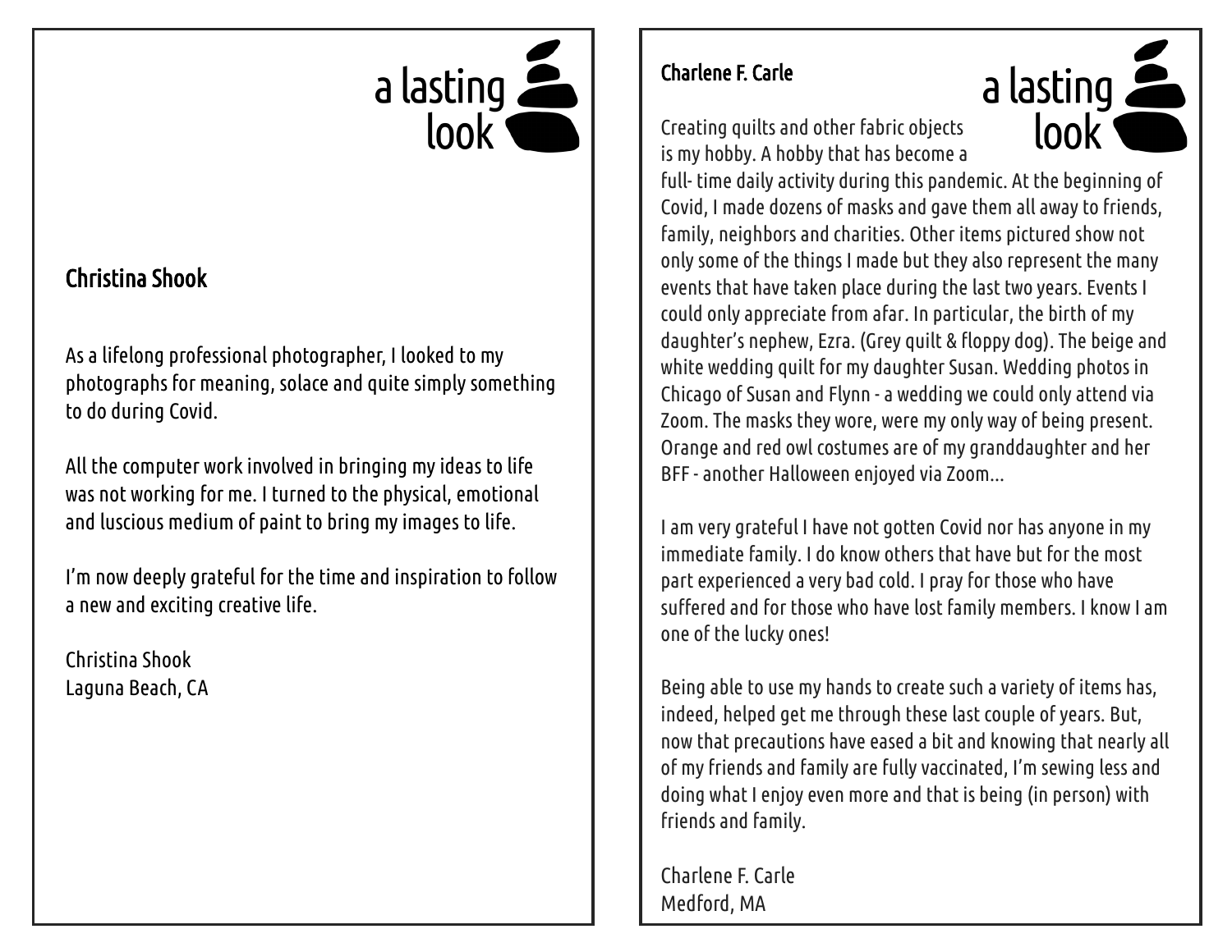## Christina Shook

As a lifelong professional photographer, I looked to my photographs for meaning, solace and quite simply something to do during Covid.

All the computer work involved in bringing my ideas to life was not working for me. I turned to the physical, emotional and luscious medium of paint to bring my images to life.

I'm now deeply grateful for the time and inspiration to follow a new and exciting creative life.

Christina Shook
Laguna Beach, CA

## Charlene F. Carle

Creating quilts and other fabric objects is my hobby. A hobby that has become a full- time daily activity during this pandemic. At the beginning of Covid, I made dozens of masks and gave them all away to friends, family, neighbors and charities. Other items pictured show not only some of the things I made but they also represent the many events that have taken place during the last two years. Events I could only appreciate from afar. In particular, the birth of my daughter's nephew, Ezra. (Grey quilt & floppy dog). The beige and white wedding quilt for my daughter Susan. Wedding photos in Chicago of Susan and Flynn - a wedding we could only attend via Zoom. The masks they wore, were my only way of being present. Orange and red owl costumes are of my granddaughter and her BFF - another Halloween enjoyed via Zoom...

I am very grateful I have not gotten Covid nor has anyone in my immediate family. I do know others that have but for the most part experienced a very bad cold. I pray for those who have suffered and for those who have lost family members. I know I am one of the lucky ones!

Being able to use my hands to create such a variety of items has, indeed, helped get me through these last couple of years. But, now that precautions have eased a bit and knowing that nearly all of my friends and family are fully vaccinated, I'm sewing less and doing what I enjoy even more and that is being (in person) with friends and family.

Charlene F. Carle
Medford, MA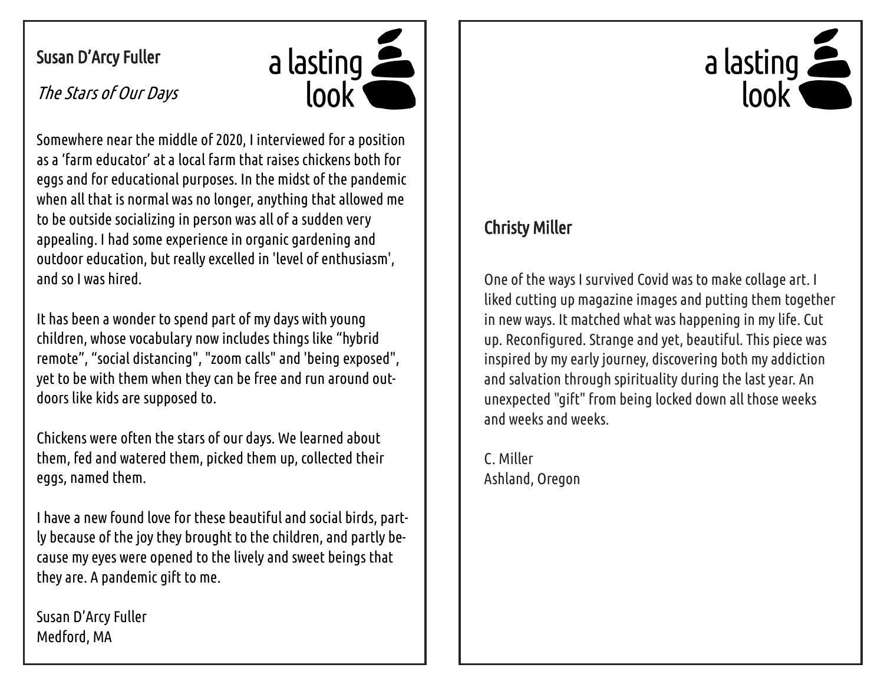## Susan D'Arcy Fuller

*The Stars of Our Days*

a lasting look

Somewhere near the middle of 2020, I interviewed for a position as a 'farm educator' at a local farm that raises chickens both for eggs and for educational purposes. In the midst of the pandemic when all that is normal was no longer, anything that allowed me to be outside socializing in person was all of a sudden very appealing. I had some experience in organic gardening and outdoor education, but really excelled in 'level of enthusiasm', and so I was hired.

It has been a wonder to spend part of my days with young children, whose vocabulary now includes things like "hybrid remote", "social distancing", "zoom calls" and 'being exposed", yet to be with them when they can be free and run around outdoors like kids are supposed to.

Chickens were often the stars of our days. We learned about them, fed and watered them, picked them up, collected their eggs, named them.

I have a new found love for these beautiful and social birds, partly because of the joy they brought to the children, and partly because my eyes were opened to the lively and sweet beings that they are. A pandemic gift to me.

Susan D'Arcy Fuller
Medford, MA

a lasting look

## Christy Miller

One of the ways I survived Covid was to make collage art. I liked cutting up magazine images and putting them together in new ways. It matched what was happening in my life. Cut up. Reconfigured. Strange and yet, beautiful. This piece was inspired by my early journey, discovering both my addiction and salvation through spirituality during the last year. An unexpected "gift" from being locked down all those weeks and weeks and weeks.

C. Miller
Ashland, Oregon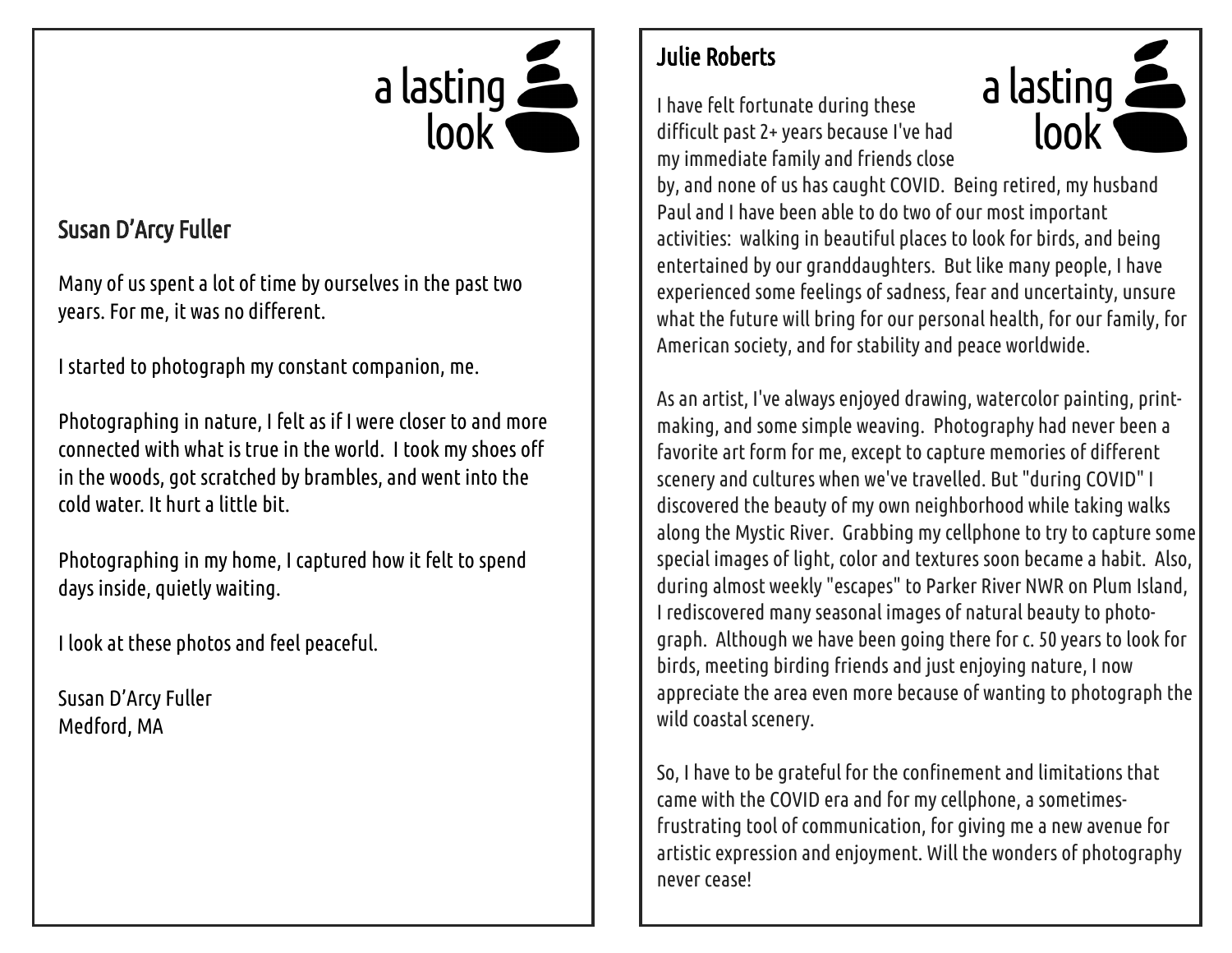a lasting look

## Susan D'Arcy Fuller

Many of us spent a lot of time by ourselves in the past two years. For me, it was no different.

I started to photograph my constant companion, me.

Photographing in nature, I felt as if I were closer to and more connected with what is true in the world. I took my shoes off in the woods, got scratched by brambles, and went into the cold water. It hurt a little bit.

Photographing in my home, I captured how it felt to spend days inside, quietly waiting.

I look at these photos and feel peaceful.

Susan D'Arcy Fuller
Medford, MA

## Julie Roberts

a lasting look

I have felt fortunate during these difficult past 2+ years because I've had my immediate family and friends close by, and none of us has caught COVID. Being retired, my husband Paul and I have been able to do two of our most important activities: walking in beautiful places to look for birds, and being entertained by our granddaughters. But like many people, I have experienced some feelings of sadness, fear and uncertainty, unsure what the future will bring for our personal health, for our family, for American society, and for stability and peace worldwide.

As an artist, I've always enjoyed drawing, watercolor painting, print-making, and some simple weaving. Photography had never been a favorite art form for me, except to capture memories of different scenery and cultures when we've travelled. But "during COVID" I discovered the beauty of my own neighborhood while taking walks along the Mystic River. Grabbing my cellphone to try to capture some special images of light, color and textures soon became a habit. Also, during almost weekly "escapes" to Parker River NWR on Plum Island, I rediscovered many seasonal images of natural beauty to photo-graph. Although we have been going there for c. 50 years to look for birds, meeting birding friends and just enjoying nature, I now appreciate the area even more because of wanting to photograph the wild coastal scenery.

So, I have to be grateful for the confinement and limitations that came with the COVID era and for my cellphone, a sometimes-frustrating tool of communication, for giving me a new avenue for artistic expression and enjoyment. Will the wonders of photography never cease!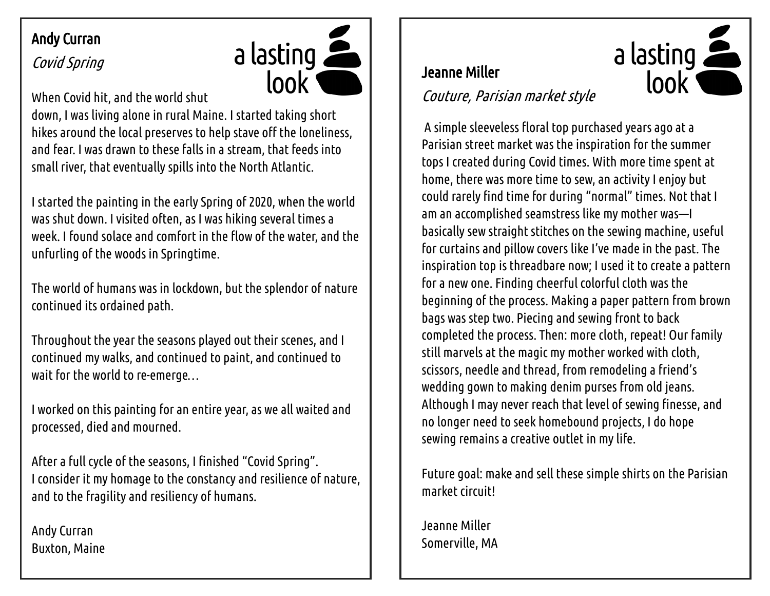## Andy Curran

*Covid Spring*

When Covid hit, and the world shut down, I was living alone in rural Maine. I started taking short hikes around the local preserves to help stave off the loneliness, and fear. I was drawn to these falls in a stream, that feeds into small river, that eventually spills into the North Atlantic.

I started the painting in the early Spring of 2020, when the world was shut down. I visited often, as I was hiking several times a week. I found solace and comfort in the flow of the water, and the unfurling of the woods in Springtime.

The world of humans was in lockdown, but the splendor of nature continued its ordained path.

Throughout the year the seasons played out their scenes, and I continued my walks, and continued to paint, and continued to wait for the world to re-emerge…

I worked on this painting for an entire year, as we all waited and processed, died and mourned.

After a full cycle of the seasons, I finished "Covid Spring".
I consider it my homage to the constancy and resilience of nature, and to the fragility and resiliency of humans.

Andy Curran
Buxton, Maine

## Jeanne Miller

*Couture, Parisian market style*

A simple sleeveless floral top purchased years ago at a Parisian street market was the inspiration for the summer tops I created during Covid times. With more time spent at home, there was more time to sew, an activity I enjoy but could rarely find time for during "normal" times. Not that I am an accomplished seamstress like my mother was—I basically sew straight stitches on the sewing machine, useful for curtains and pillow covers like I've made in the past. The inspiration top is threadbare now; I used it to create a pattern for a new one. Finding cheerful colorful cloth was the beginning of the process. Making a paper pattern from brown bags was step two. Piecing and sewing front to back completed the process. Then: more cloth, repeat! Our family still marvels at the magic my mother worked with cloth, scissors, needle and thread, from remodeling a friend's wedding gown to making denim purses from old jeans. Although I may never reach that level of sewing finesse, and no longer need to seek homebound projects, I do hope sewing remains a creative outlet in my life.

Future goal: make and sell these simple shirts on the Parisian market circuit!

Jeanne Miller
Somerville, MA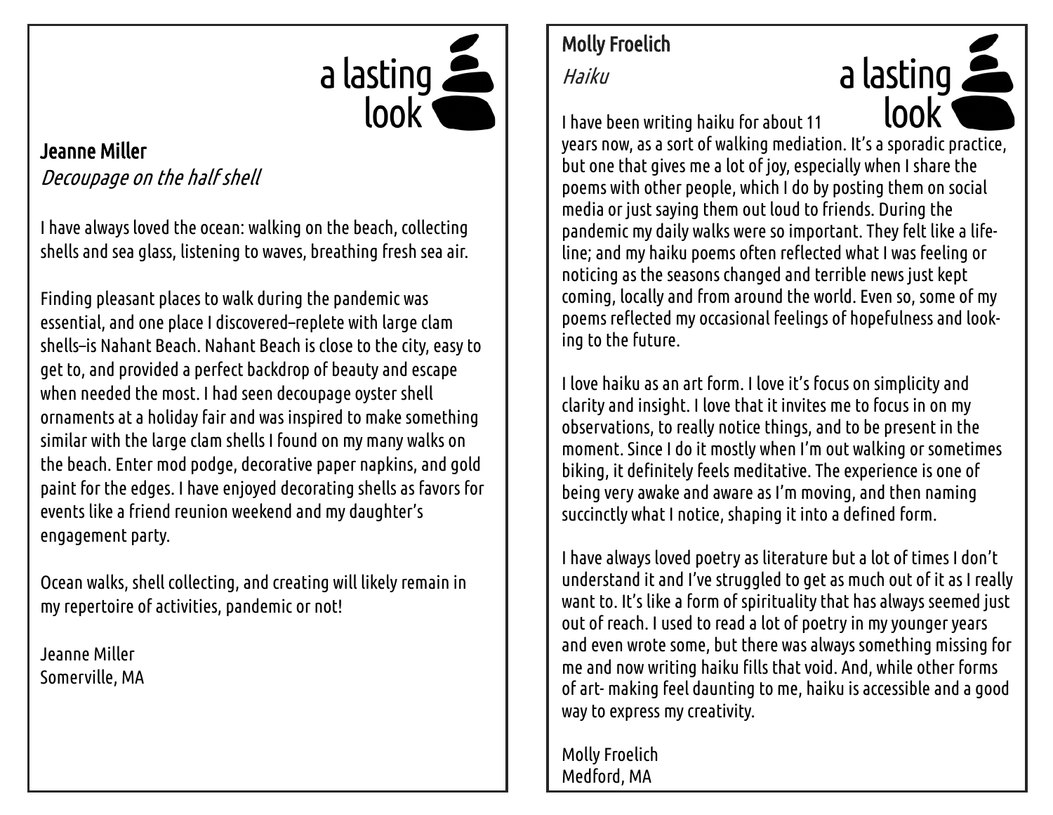a lasting look

## Jeanne Miller

*Decoupage on the half shell*

I have always loved the ocean: walking on the beach, collecting shells and sea glass, listening to waves, breathing fresh sea air.

Finding pleasant places to walk during the pandemic was essential, and one place I discovered–replete with large clam shells–is Nahant Beach. Nahant Beach is close to the city, easy to get to, and provided a perfect backdrop of beauty and escape when needed the most. I had seen decoupage oyster shell ornaments at a holiday fair and was inspired to make something similar with the large clam shells I found on my many walks on the beach. Enter mod podge, decorative paper napkins, and gold paint for the edges. I have enjoyed decorating shells as favors for events like a friend reunion weekend and my daughter's engagement party.

Ocean walks, shell collecting, and creating will likely remain in my repertoire of activities, pandemic or not!

Jeanne Miller
Somerville, MA

a lasting look

## Molly Froelich

*Haiku*

I have been writing haiku for about 11 years now, as a sort of walking mediation. It's a sporadic practice, but one that gives me a lot of joy, especially when I share the poems with other people, which I do by posting them on social media or just saying them out loud to friends. During the pandemic my daily walks were so important. They felt like a life-line; and my haiku poems often reflected what I was feeling or noticing as the seasons changed and terrible news just kept coming, locally and from around the world. Even so, some of my poems reflected my occasional feelings of hopefulness and looking to the future.

I love haiku as an art form. I love it's focus on simplicity and clarity and insight. I love that it invites me to focus in on my observations, to really notice things, and to be present in the moment. Since I do it mostly when I'm out walking or sometimes biking, it definitely feels meditative. The experience is one of being very awake and aware as I'm moving, and then naming succinctly what I notice, shaping it into a defined form.

I have always loved poetry as literature but a lot of times I don't understand it and I've struggled to get as much out of it as I really want to. It's like a form of spirituality that has always seemed just out of reach. I used to read a lot of poetry in my younger years and even wrote some, but there was always something missing for me and now writing haiku fills that void. And, while other forms of art- making feel daunting to me, haiku is accessible and a good way to express my creativity.

Molly Froelich
Medford, MA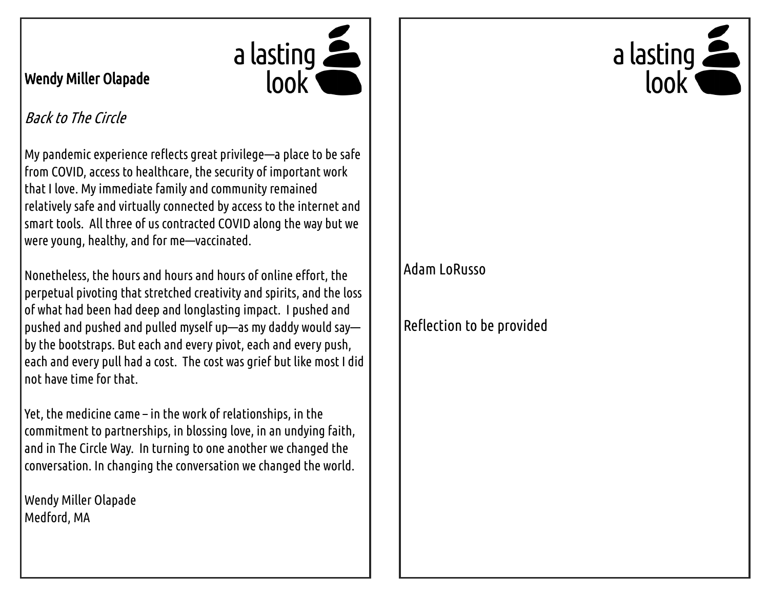Wendy Miller Olapade

*Back to The Circle*

My pandemic experience reflects great privilege—a place to be safe from COVID, access to healthcare, the security of important work that I love. My immediate family and community remained relatively safe and virtually connected by access to the internet and smart tools.  All three of us contracted COVID along the way but we were young, healthy, and for me—vaccinated.

Nonetheless, the hours and hours and hours of online effort, the perpetual pivoting that stretched creativity and spirits, and the loss of what had been had deep and longlasting impact.  I pushed and pushed and pushed and pulled myself up—as my daddy would say—by the bootstraps. But each and every pivot, each and every push, each and every pull had a cost.  The cost was grief but like most I did not have time for that.

Yet, the medicine came – in the work of relationships, in the commitment to partnerships, in blossing love, in an undying faith, and in The Circle Way.  In turning to one another we changed the conversation. In changing the conversation we changed the world.

Wendy Miller Olapade
Medford, MA

Adam LoRusso

Reflection to be provided